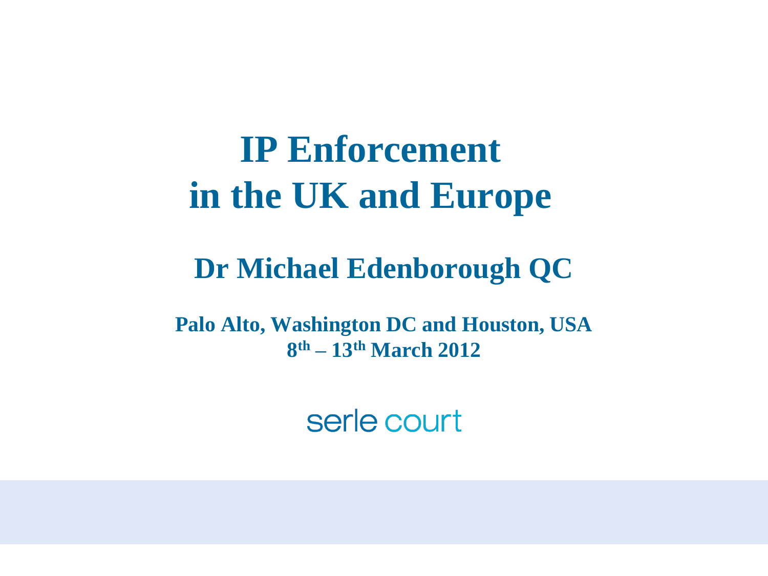# IP Enforcement in the UK and Europe

## Dr Michael Edenborough QC

**Palo Alto, Washington DC and Houston, USA**
**8th – 13th March 2012**

serle court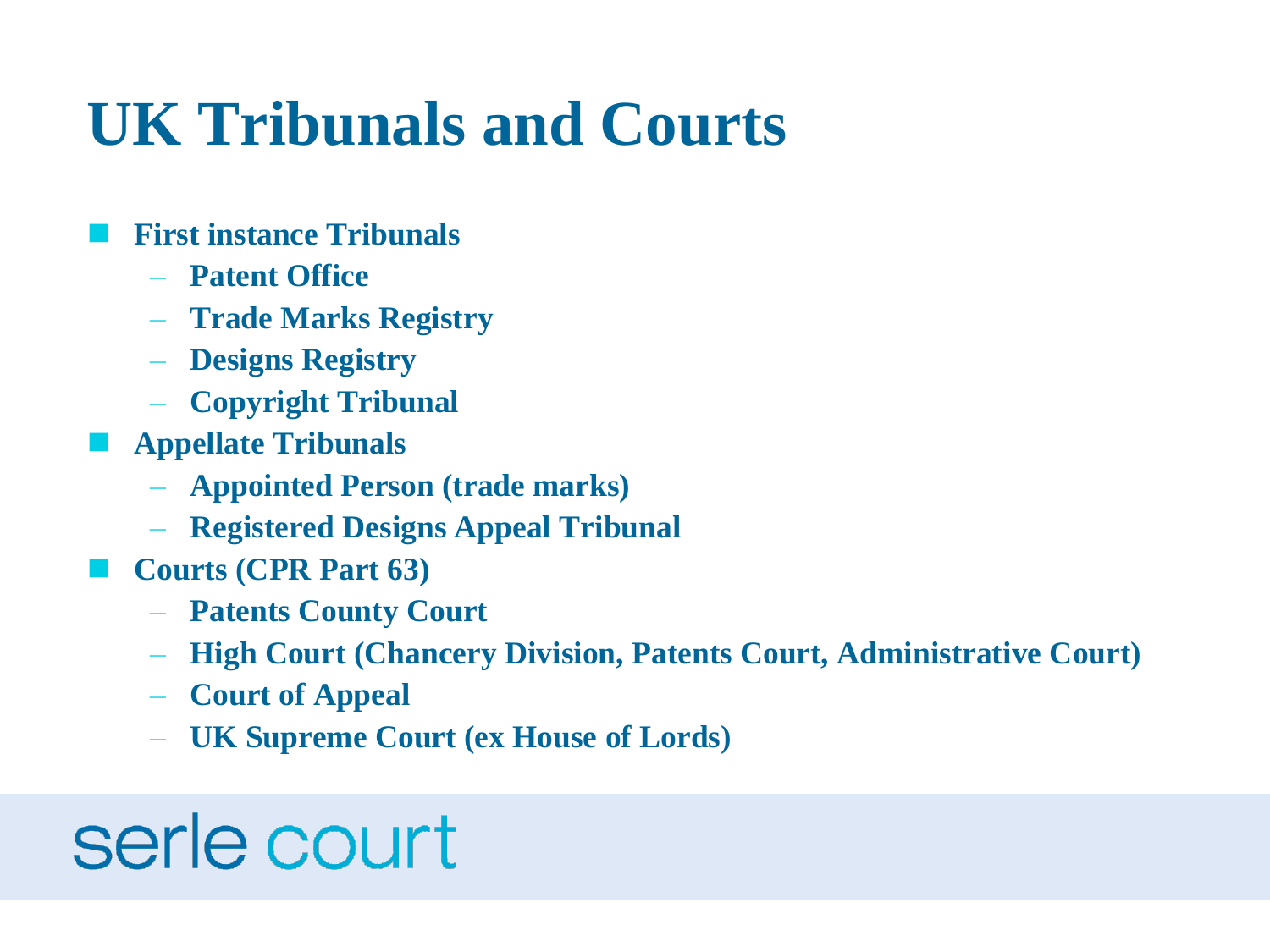# UK Tribunals and Courts

- **First instance Tribunals**
  - **Patent Office**
  - **Trade Marks Registry**
  - **Designs Registry**
  - **Copyright Tribunal**
- **Appellate Tribunals**
  - **Appointed Person (trade marks)**
  - **Registered Designs Appeal Tribunal**
- **Courts (CPR Part 63)**
  - **Patents County Court**
  - **High Court (Chancery Division, Patents Court, Administrative Court)**
  - **Court of Appeal**
  - **UK Supreme Court (ex House of Lords)**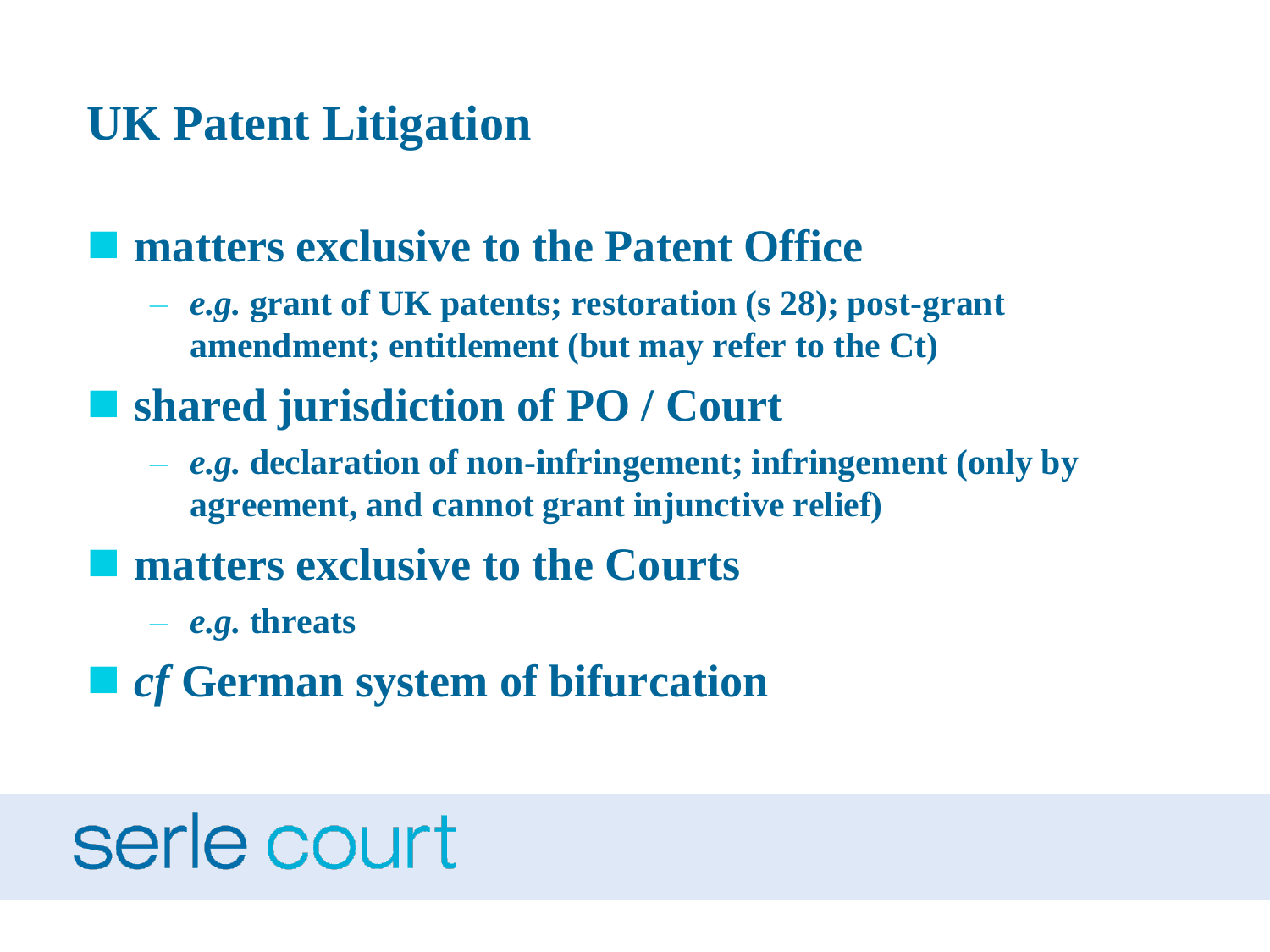# UK Patent Litigation

- **matters exclusive to the Patent Office**
  - ***e.g.*** **grant of UK patents; restoration (s 28); post-grant amendment; entitlement (but may refer to the Ct)**
- **shared jurisdiction of PO / Court**
  - ***e.g.*** **declaration of non-infringement; infringement (only by agreement, and cannot grant injunctive relief)**
- **matters exclusive to the Courts**
  - ***e.g.*** **threats**
- ***cf*** **German system of bifurcation**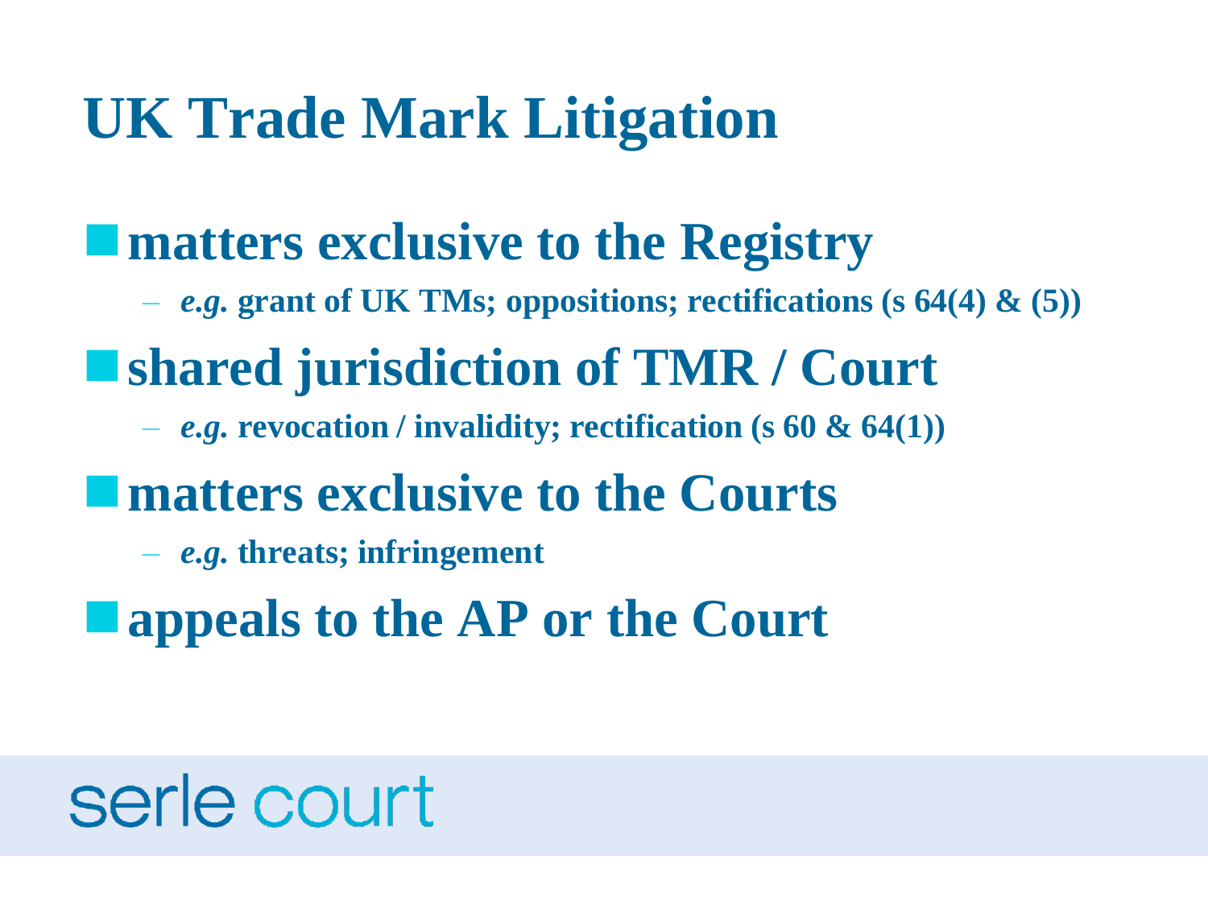# UK Trade Mark Litigation

- **matters exclusive to the Registry**
  - ***e.g.*** **grant of UK TMs; oppositions; rectifications (s 64(4) & (5))**
- **shared jurisdiction of TMR / Court**
  - ***e.g.*** **revocation / invalidity; rectification (s 60 & 64(1))**
- **matters exclusive to the Courts**
  - ***e.g.*** **threats; infringement**
- **appeals to the AP or the Court**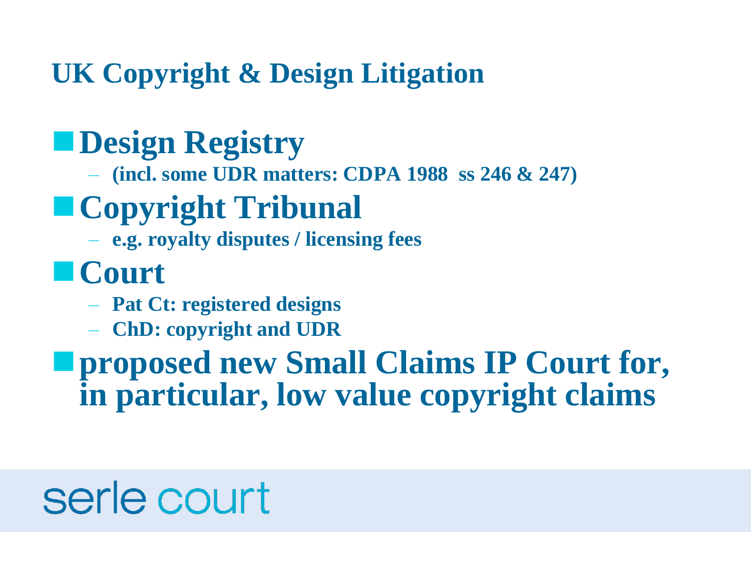## UK Copyright & Design Litigation

- **Design Registry**
  - (incl. some UDR matters: CDPA 1988 ss 246 & 247)
- **Copyright Tribunal**
  - e.g. royalty disputes / licensing fees
- **Court**
  - Pat Ct: registered designs
  - ChD: copyright and UDR
- **proposed new Small Claims IP Court for, in particular, low value copyright claims**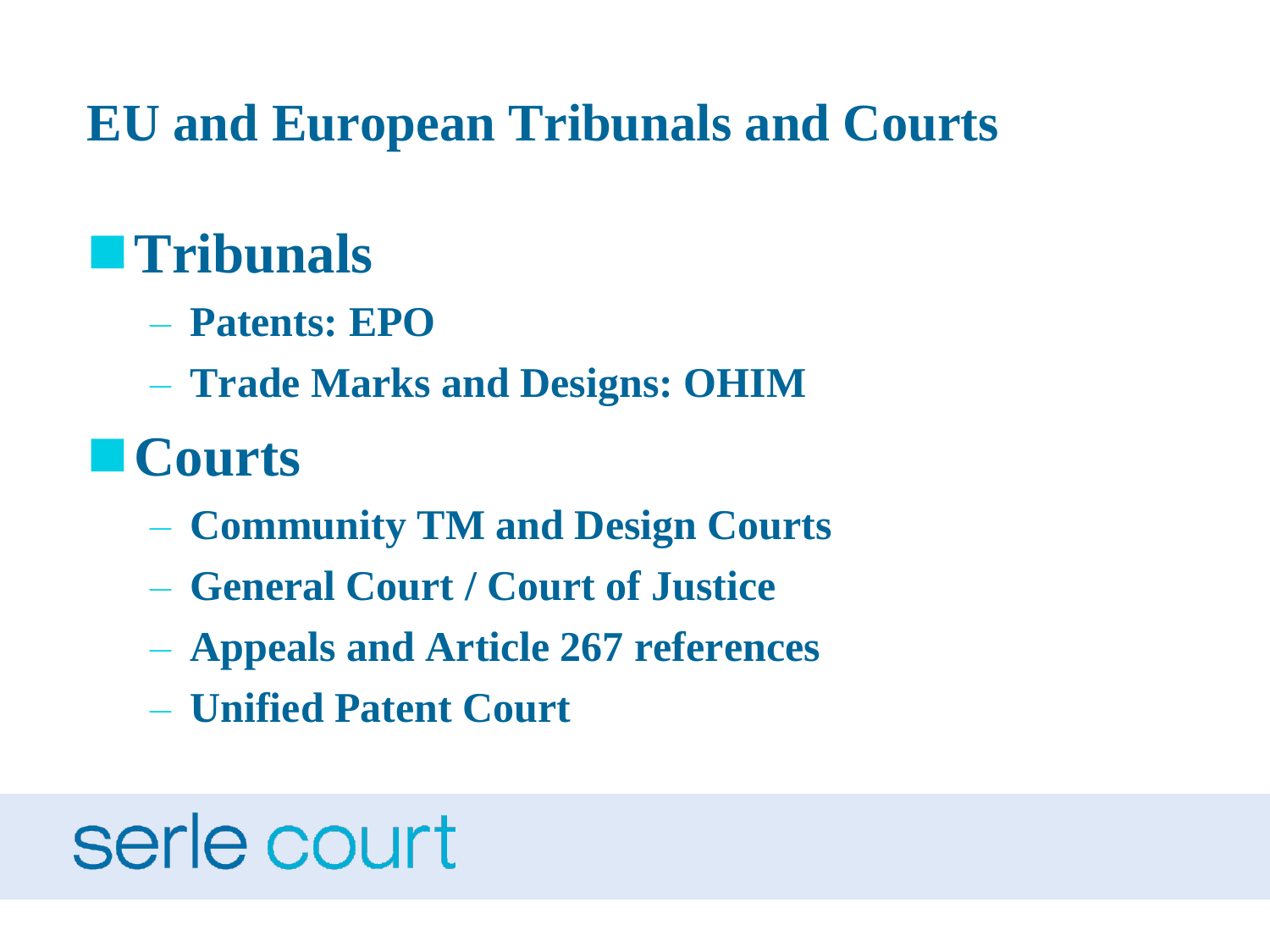# EU and European Tribunals and Courts

- **Tribunals**
  - Patents: EPO
  - Trade Marks and Designs: OHIM
- **Courts**
  - Community TM and Design Courts
  - General Court / Court of Justice
  - Appeals and Article 267 references
  - Unified Patent Court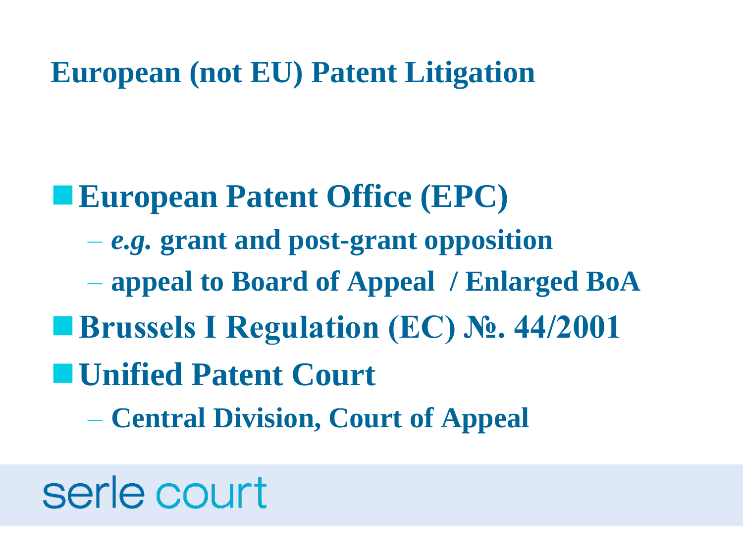# European (not EU) Patent Litigation

- **European Patent Office (EPC)**
  - ***e.g.* grant and post-grant opposition**
  - **appeal to Board of Appeal / Enlarged BoA**
- **Brussels I Regulation (EC) №. 44/2001**
- **Unified Patent Court**
  - **Central Division, Court of Appeal**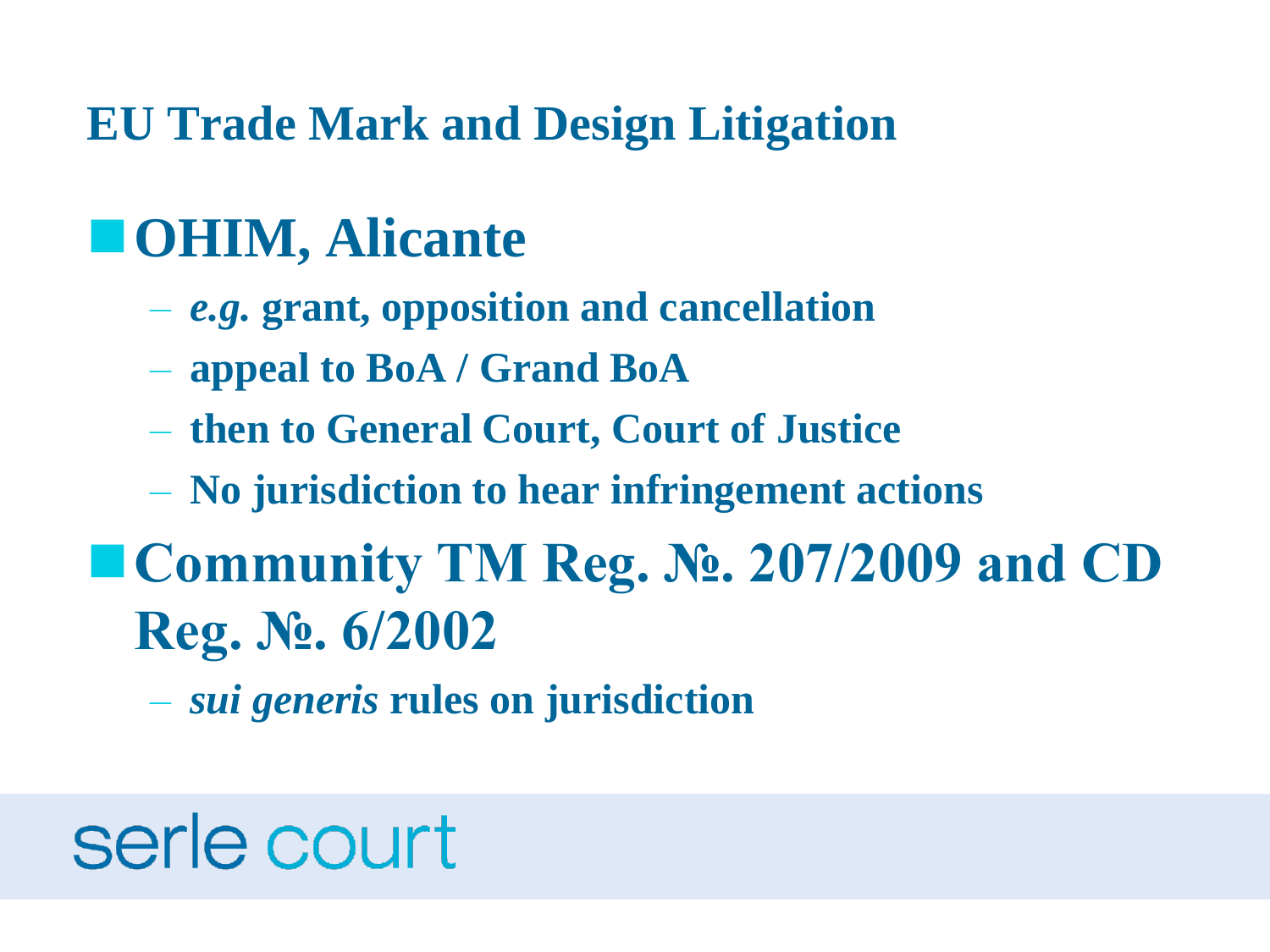# EU Trade Mark and Design Litigation

- **OHIM, Alicante**
  - ***e.g.* grant, opposition and cancellation**
  - **appeal to BoA / Grand BoA**
  - **then to General Court, Court of Justice**
  - **No jurisdiction to hear infringement actions**
- **Community TM Reg. №. 207/2009 and CD Reg. №. 6/2002**
  - ***sui generis* rules on jurisdiction**

serle court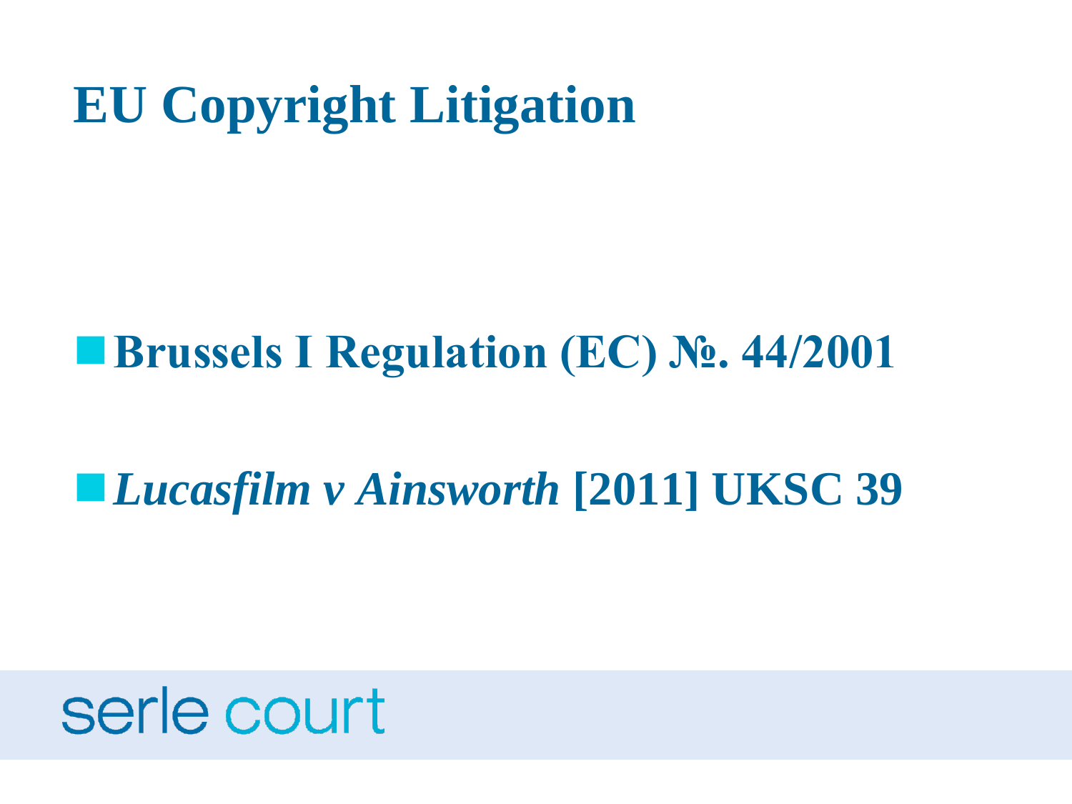# EU Copyright Litigation

- **Brussels I Regulation (EC) №. 44/2001**
- ***Lucasfilm v Ainsworth* [2011] UKSC 39**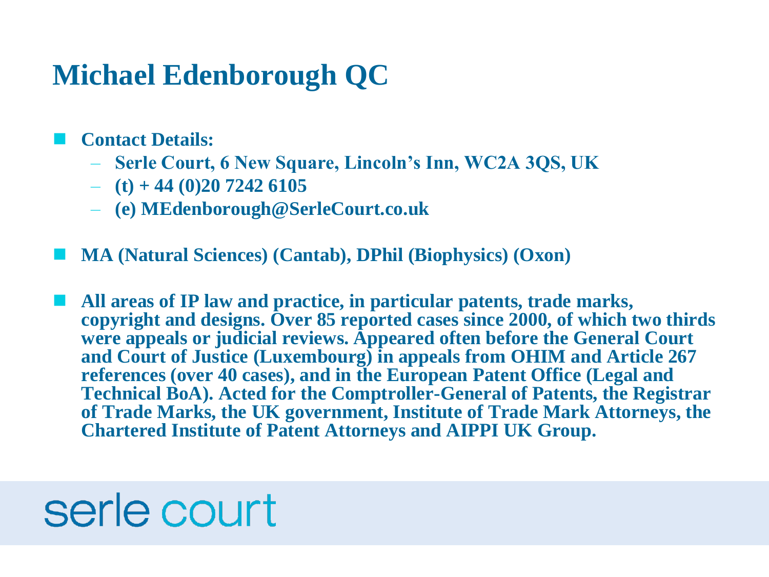# Michael Edenborough QC

- **Contact Details:**
  - **Serle Court, 6 New Square, Lincoln's Inn, WC2A 3QS, UK**
  - **(t) + 44 (0)20 7242 6105**
  - **(e) MEdenborough@SerleCourt.co.uk**

- **MA (Natural Sciences) (Cantab), DPhil (Biophysics) (Oxon)**

- **All areas of IP law and practice, in particular patents, trade marks, copyright and designs. Over 85 reported cases since 2000, of which two thirds were appeals or judicial reviews. Appeared often before the General Court and Court of Justice (Luxembourg) in appeals from OHIM and Article 267 references (over 40 cases), and in the European Patent Office (Legal and Technical BoA). Acted for the Comptroller-General of Patents, the Registrar of Trade Marks, the UK government, Institute of Trade Mark Attorneys, the Chartered Institute of Patent Attorneys and AIPPI UK Group.**

serle court